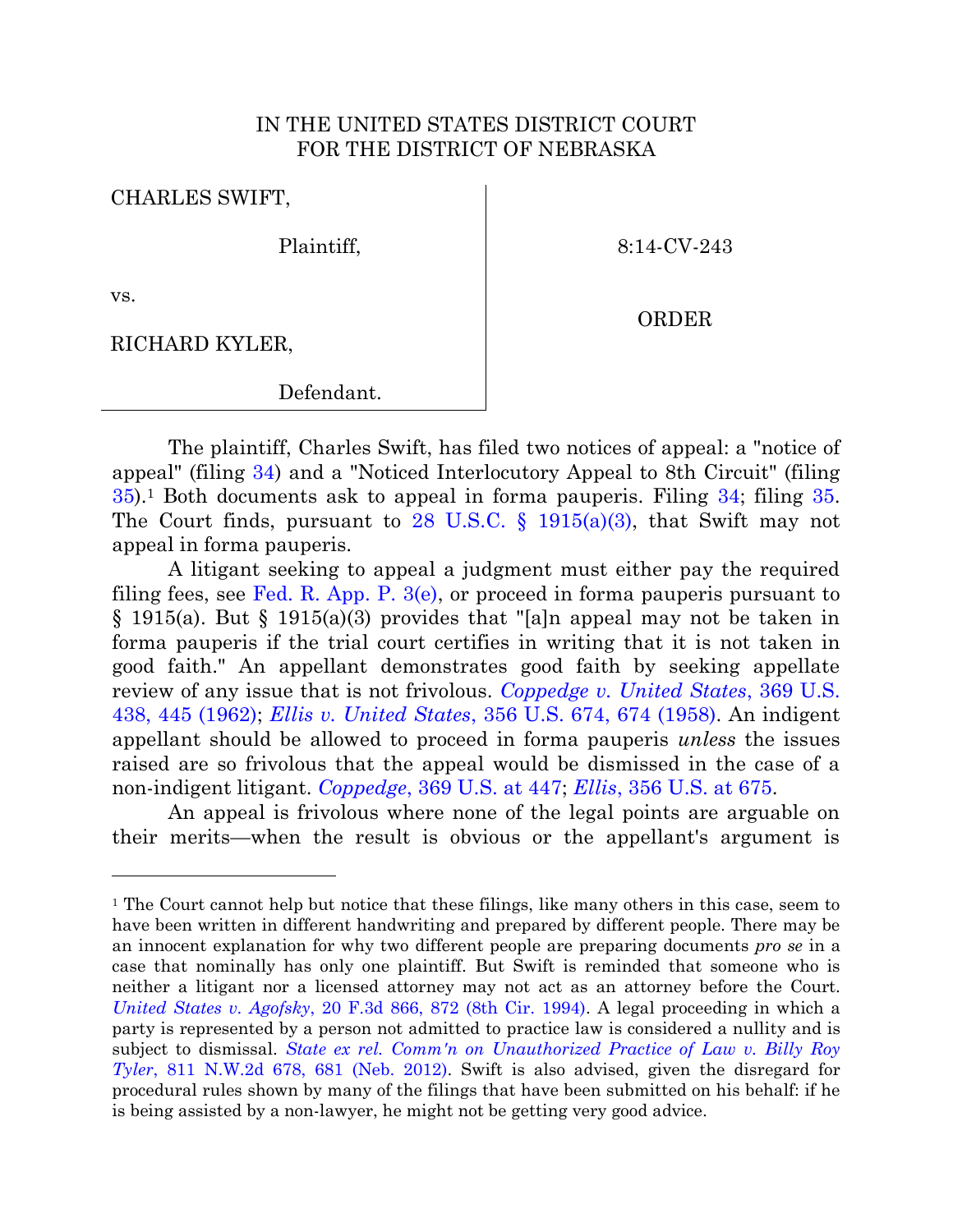IN THE UNITED STATES DISTRICT COURT
FOR THE DISTRICT OF NEBRASKA

CHARLES SWIFT,

Plaintiff,

vs.

RICHARD KYLER,

Defendant.

8:14-CV-243

ORDER

The plaintiff, Charles Swift, has filed two notices of appeal: a "notice of appeal" (filing 34) and a "Noticed Interlocutory Appeal to 8th Circuit" (filing 35).[1] Both documents ask to appeal in forma pauperis. Filing 34; filing 35. The Court finds, pursuant to 28 U.S.C. § 1915(a)(3), that Swift may not appeal in forma pauperis.

A litigant seeking to appeal a judgment must either pay the required filing fees, see Fed. R. App. P. 3(e), or proceed in forma pauperis pursuant to § 1915(a). But § 1915(a)(3) provides that "[a]n appeal may not be taken in forma pauperis if the trial court certifies in writing that it is not taken in good faith." An appellant demonstrates good faith by seeking appellate review of any issue that is not frivolous. *Coppedge v. United States*, 369 U.S. 438, 445 (1962); *Ellis v. United States*, 356 U.S. 674, 674 (1958). An indigent appellant should be allowed to proceed in forma pauperis *unless* the issues raised are so frivolous that the appeal would be dismissed in the case of a non-indigent litigant. *Coppedge*, 369 U.S. at 447; *Ellis*, 356 U.S. at 675.

An appeal is frivolous where none of the legal points are arguable on their merits—when the result is obvious or the appellant's argument is

---

[1] The Court cannot help but notice that these filings, like many others in this case, seem to have been written in different handwriting and prepared by different people. There may be an innocent explanation for why two different people are preparing documents *pro se* in a case that nominally has only one plaintiff. But Swift is reminded that someone who is neither a litigant nor a licensed attorney may not act as an attorney before the Court. *United States v. Agofsky*, 20 F.3d 866, 872 (8th Cir. 1994). A legal proceeding in which a party is represented by a person not admitted to practice law is considered a nullity and is subject to dismissal. *State ex rel. Comm'n on Unauthorized Practice of Law v. Billy Roy Tyler*, 811 N.W.2d 678, 681 (Neb. 2012). Swift is also advised, given the disregard for procedural rules shown by many of the filings that have been submitted on his behalf: if he is being assisted by a non-lawyer, he might not be getting very good advice.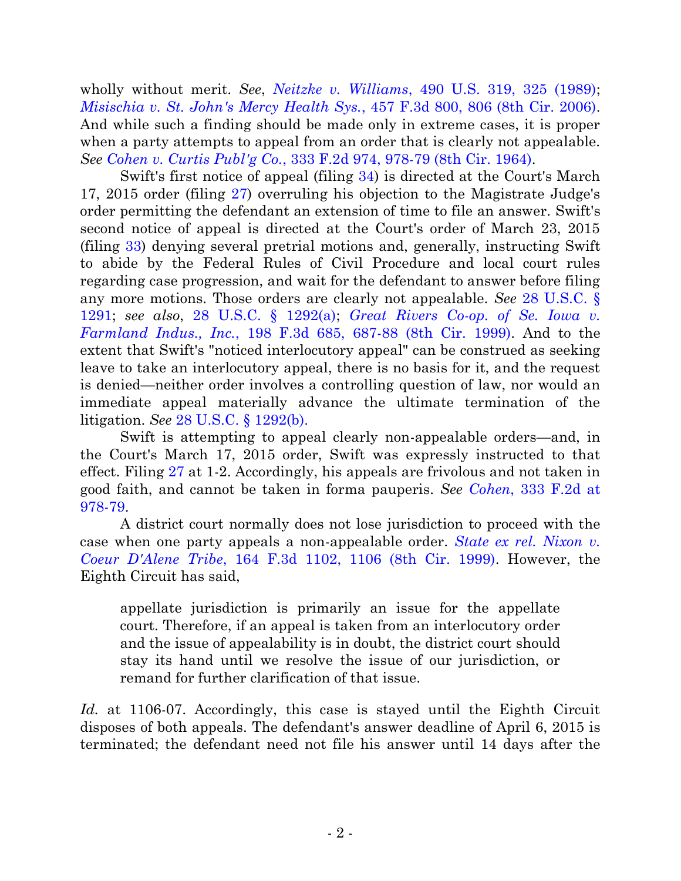wholly without merit. *See*, *Neitzke v. Williams*, 490 U.S. 319, 325 (1989); *Misischia v. St. John's Mercy Health Sys.*, 457 F.3d 800, 806 (8th Cir. 2006). And while such a finding should be made only in extreme cases, it is proper when a party attempts to appeal from an order that is clearly not appealable. *See Cohen v. Curtis Publ'g Co.*, 333 F.2d 974, 978-79 (8th Cir. 1964).

Swift's first notice of appeal (filing 34) is directed at the Court's March 17, 2015 order (filing 27) overruling his objection to the Magistrate Judge's order permitting the defendant an extension of time to file an answer. Swift's second notice of appeal is directed at the Court's order of March 23, 2015 (filing 33) denying several pretrial motions and, generally, instructing Swift to abide by the Federal Rules of Civil Procedure and local court rules regarding case progression, and wait for the defendant to answer before filing any more motions. Those orders are clearly not appealable. *See* 28 U.S.C. § 1291; *see also*, 28 U.S.C. § 1292(a); *Great Rivers Co-op. of Se. Iowa v. Farmland Indus., Inc.*, 198 F.3d 685, 687-88 (8th Cir. 1999). And to the extent that Swift's "noticed interlocutory appeal" can be construed as seeking leave to take an interlocutory appeal, there is no basis for it, and the request is denied—neither order involves a controlling question of law, nor would an immediate appeal materially advance the ultimate termination of the litigation. *See* 28 U.S.C. § 1292(b).

Swift is attempting to appeal clearly non-appealable orders—and, in the Court's March 17, 2015 order, Swift was expressly instructed to that effect. Filing 27 at 1-2. Accordingly, his appeals are frivolous and not taken in good faith, and cannot be taken in forma pauperis. *See Cohen*, 333 F.2d at 978-79.

A district court normally does not lose jurisdiction to proceed with the case when one party appeals a non-appealable order. *State ex rel. Nixon v. Coeur D'Alene Tribe*, 164 F.3d 1102, 1106 (8th Cir. 1999). However, the Eighth Circuit has said,

> appellate jurisdiction is primarily an issue for the appellate court. Therefore, if an appeal is taken from an interlocutory order and the issue of appealability is in doubt, the district court should stay its hand until we resolve the issue of our jurisdiction, or remand for further clarification of that issue.

*Id.* at 1106-07. Accordingly, this case is stayed until the Eighth Circuit disposes of both appeals. The defendant's answer deadline of April 6, 2015 is terminated; the defendant need not file his answer until 14 days after the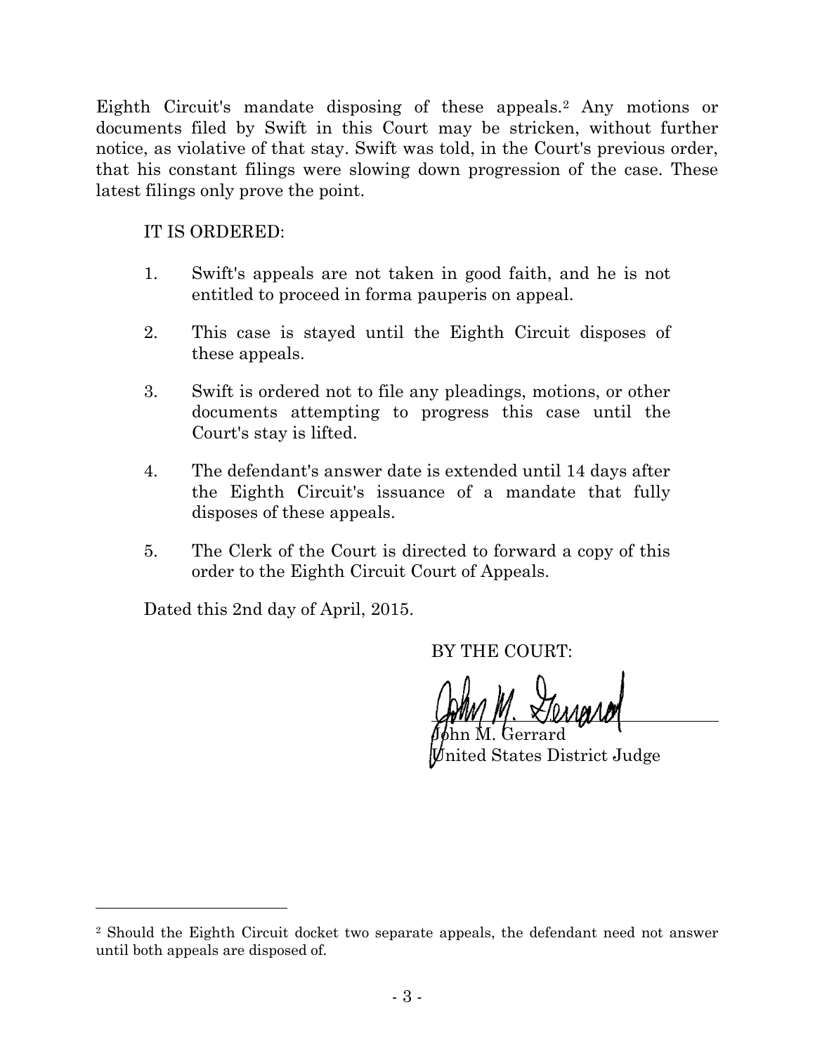Eighth Circuit's mandate disposing of these appeals.[2] Any motions or documents filed by Swift in this Court may be stricken, without further notice, as violative of that stay. Swift was told, in the Court's previous order, that his constant filings were slowing down progression of the case. These latest filings only prove the point.

IT IS ORDERED:

1. Swift's appeals are not taken in good faith, and he is not entitled to proceed in forma pauperis on appeal.

2. This case is stayed until the Eighth Circuit disposes of these appeals.

3. Swift is ordered not to file any pleadings, motions, or other documents attempting to progress this case until the Court's stay is lifted.

4. The defendant's answer date is extended until 14 days after the Eighth Circuit's issuance of a mandate that fully disposes of these appeals.

5. The Clerk of the Court is directed to forward a copy of this order to the Eighth Circuit Court of Appeals.

Dated this 2nd day of April, 2015.

BY THE COURT:

John M. Gerrard
United States District Judge

---

[2] Should the Eighth Circuit docket two separate appeals, the defendant need not answer until both appeals are disposed of.